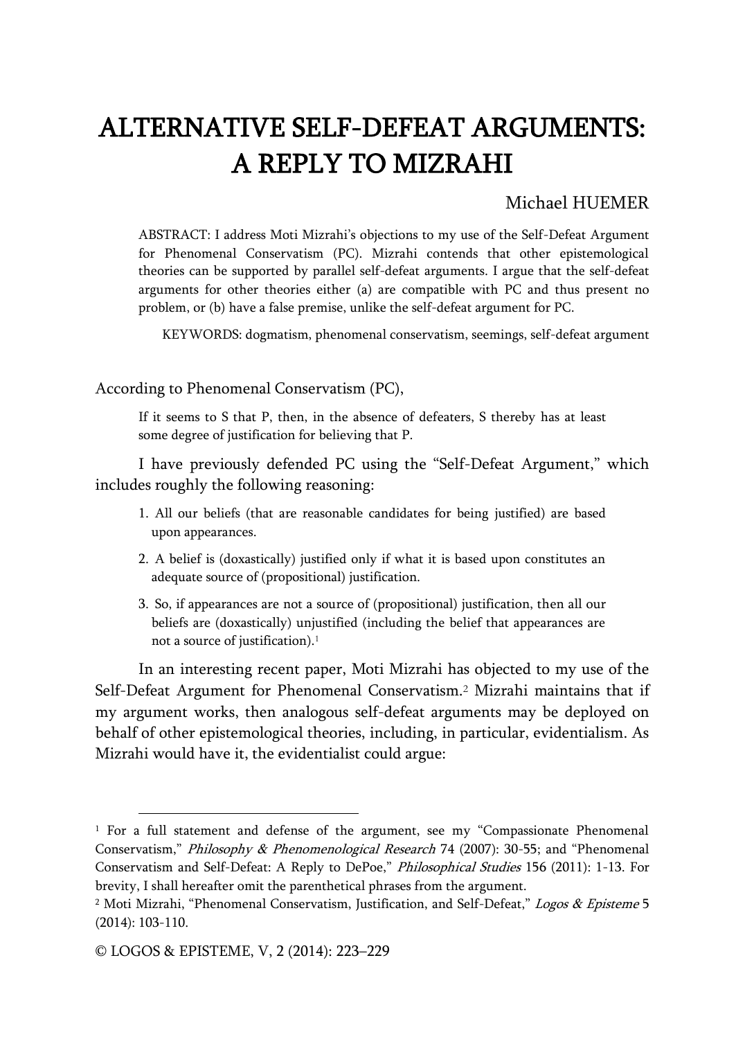# ALTERNATIVE SELF-DEFEAT ARGUMENTS: A REPLY TO MIZRAHI

Michael HUEMER

ABSTRACT: I address Moti Mizrahi's objections to my use of the Self-Defeat Argument for Phenomenal Conservatism (PC). Mizrahi contends that other epistemological theories can be supported by parallel self-defeat arguments. I argue that the self-defeat arguments for other theories either (a) are compatible with PC and thus present no problem, or (b) have a false premise, unlike the self-defeat argument for PC.

KEYWORDS: dogmatism, phenomenal conservatism, seemings, self-defeat argument

According to Phenomenal Conservatism (PC),

> If it seems to S that P, then, in the absence of defeaters, S thereby has at least some degree of justification for believing that P.

I have previously defended PC using the "Self-Defeat Argument," which includes roughly the following reasoning:

1. All our beliefs (that are reasonable candidates for being justified) are based upon appearances.
2. A belief is (doxastically) justified only if what it is based upon constitutes an adequate source of (propositional) justification.
3. So, if appearances are not a source of (propositional) justification, then all our beliefs are (doxastically) unjustified (including the belief that appearances are not a source of justification).[1]

In an interesting recent paper, Moti Mizrahi has objected to my use of the Self-Defeat Argument for Phenomenal Conservatism.[2] Mizrahi maintains that if my argument works, then analogous self-defeat arguments may be deployed on behalf of other epistemological theories, including, in particular, evidentialism. As Mizrahi would have it, the evidentialist could argue:

---

[1] For a full statement and defense of the argument, see my "Compassionate Phenomenal Conservatism," *Philosophy & Phenomenological Research* 74 (2007): 30-55; and "Phenomenal Conservatism and Self-Defeat: A Reply to DePoe," *Philosophical Studies* 156 (2011): 1-13. For brevity, I shall hereafter omit the parenthetical phrases from the argument.

[2] Moti Mizrahi, "Phenomenal Conservatism, Justification, and Self-Defeat," *Logos & Episteme* 5 (2014): 103-110.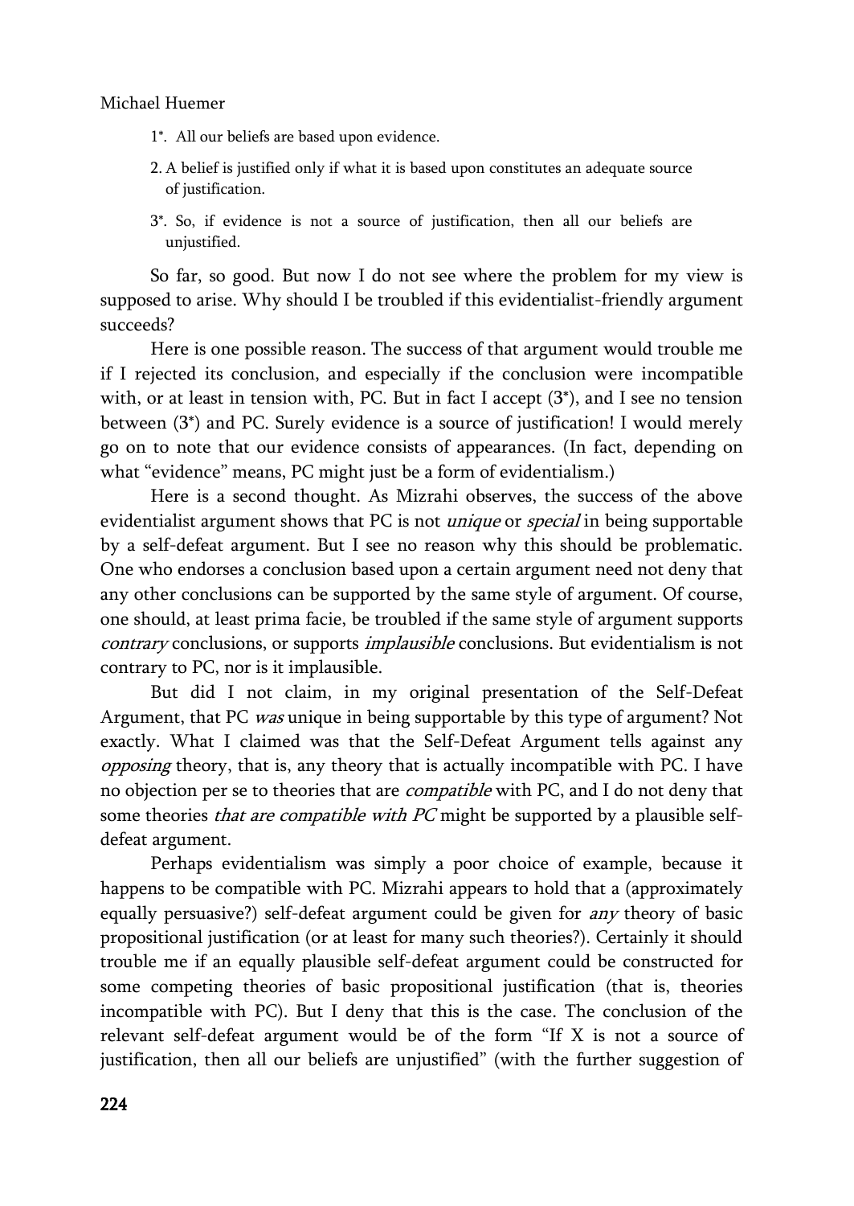1*. All our beliefs are based upon evidence.

2. A belief is justified only if what it is based upon constitutes an adequate source of justification.

3*. So, if evidence is not a source of justification, then all our beliefs are unjustified.

So far, so good. But now I do not see where the problem for my view is supposed to arise. Why should I be troubled if this evidentialist-friendly argument succeeds?

Here is one possible reason. The success of that argument would trouble me if I rejected its conclusion, and especially if the conclusion were incompatible with, or at least in tension with, PC. But in fact I accept (3*), and I see no tension between (3*) and PC. Surely evidence is a source of justification! I would merely go on to note that our evidence consists of appearances. (In fact, depending on what "evidence" means, PC might just be a form of evidentialism.)

Here is a second thought. As Mizrahi observes, the success of the above evidentialist argument shows that PC is not *unique* or *special* in being supportable by a self-defeat argument. But I see no reason why this should be problematic. One who endorses a conclusion based upon a certain argument need not deny that any other conclusions can be supported by the same style of argument. Of course, one should, at least prima facie, be troubled if the same style of argument supports *contrary* conclusions, or supports *implausible* conclusions. But evidentialism is not contrary to PC, nor is it implausible.

But did I not claim, in my original presentation of the Self-Defeat Argument, that PC *was* unique in being supportable by this type of argument? Not exactly. What I claimed was that the Self-Defeat Argument tells against any *opposing* theory, that is, any theory that is actually incompatible with PC. I have no objection per se to theories that are *compatible* with PC, and I do not deny that some theories *that are compatible with PC* might be supported by a plausible self-defeat argument.

Perhaps evidentialism was simply a poor choice of example, because it happens to be compatible with PC. Mizrahi appears to hold that a (approximately equally persuasive?) self-defeat argument could be given for *any* theory of basic propositional justification (or at least for many such theories?). Certainly it should trouble me if an equally plausible self-defeat argument could be constructed for some competing theories of basic propositional justification (that is, theories incompatible with PC). But I deny that this is the case. The conclusion of the relevant self-defeat argument would be of the form "If X is not a source of justification, then all our beliefs are unjustified" (with the further suggestion of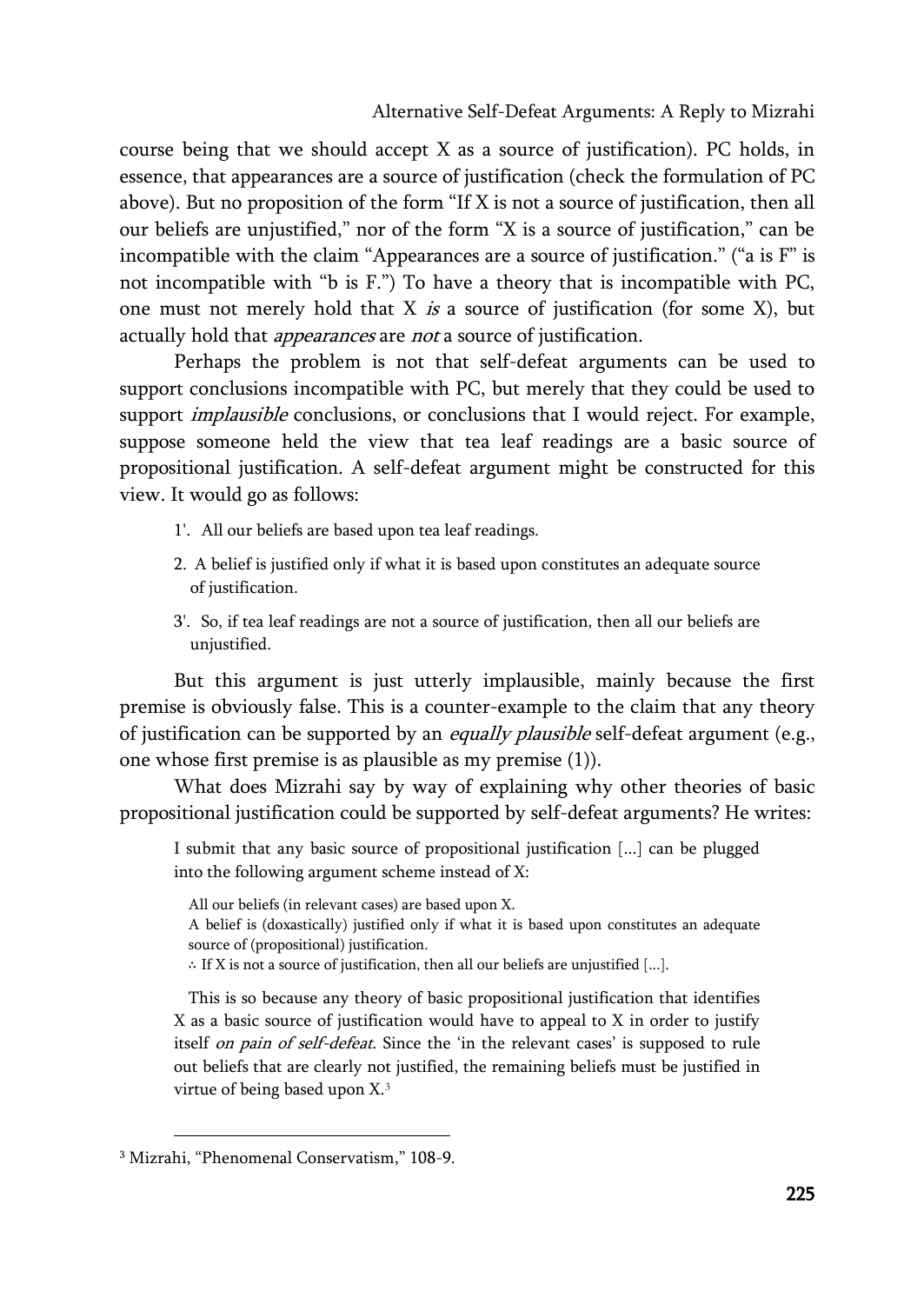course being that we should accept X as a source of justification). PC holds, in essence, that appearances are a source of justification (check the formulation of PC above). But no proposition of the form "If X is not a source of justification, then all our beliefs are unjustified," nor of the form "X is a source of justification," can be incompatible with the claim "Appearances are a source of justification." ("a is F" is not incompatible with "b is F.") To have a theory that is incompatible with PC, one must not merely hold that X *is* a source of justification (for some X), but actually hold that *appearances* are *not* a source of justification.

Perhaps the problem is not that self-defeat arguments can be used to support conclusions incompatible with PC, but merely that they could be used to support *implausible* conclusions, or conclusions that I would reject. For example, suppose someone held the view that tea leaf readings are a basic source of propositional justification. A self-defeat argument might be constructed for this view. It would go as follows:

1'. All our beliefs are based upon tea leaf readings.

2. A belief is justified only if what it is based upon constitutes an adequate source of justification.

3'. So, if tea leaf readings are not a source of justification, then all our beliefs are unjustified.

But this argument is just utterly implausible, mainly because the first premise is obviously false. This is a counter-example to the claim that any theory of justification can be supported by an *equally plausible* self-defeat argument (e.g., one whose first premise is as plausible as my premise (1)).

What does Mizrahi say by way of explaining why other theories of basic propositional justification could be supported by self-defeat arguments? He writes:

> I submit that any basic source of propositional justification [...] can be plugged into the following argument scheme instead of X:
>
> All our beliefs (in relevant cases) are based upon X.
> A belief is (doxastically) justified only if what it is based upon constitutes an adequate source of (propositional) justification.
> ∴ If X is not a source of justification, then all our beliefs are unjustified [...].
>
> This is so because any theory of basic propositional justification that identifies X as a basic source of justification would have to appeal to X in order to justify itself *on pain of self-defeat*. Since the 'in the relevant cases' is supposed to rule out beliefs that are clearly not justified, the remaining beliefs must be justified in virtue of being based upon X.[3]

[3] Mizrahi, "Phenomenal Conservatism," 108-9.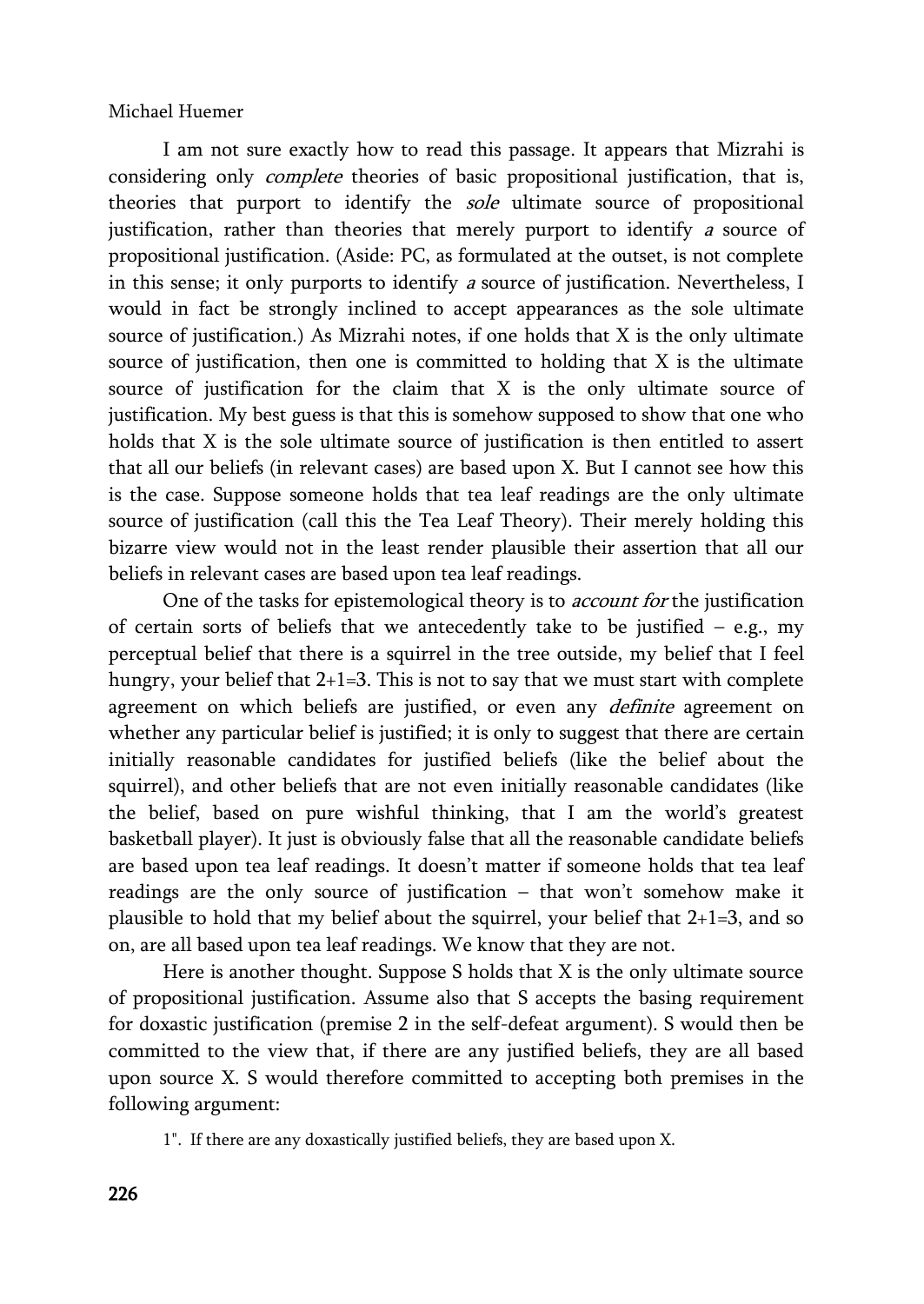I am not sure exactly how to read this passage. It appears that Mizrahi is considering only *complete* theories of basic propositional justification, that is, theories that purport to identify the *sole* ultimate source of propositional justification, rather than theories that merely purport to identify *a* source of propositional justification. (Aside: PC, as formulated at the outset, is not complete in this sense; it only purports to identify *a* source of justification. Nevertheless, I would in fact be strongly inclined to accept appearances as the sole ultimate source of justification.) As Mizrahi notes, if one holds that X is the only ultimate source of justification, then one is committed to holding that X is the ultimate source of justification for the claim that X is the only ultimate source of justification. My best guess is that this is somehow supposed to show that one who holds that X is the sole ultimate source of justification is then entitled to assert that all our beliefs (in relevant cases) are based upon X. But I cannot see how this is the case. Suppose someone holds that tea leaf readings are the only ultimate source of justification (call this the Tea Leaf Theory). Their merely holding this bizarre view would not in the least render plausible their assertion that all our beliefs in relevant cases are based upon tea leaf readings.

One of the tasks for epistemological theory is to *account for* the justification of certain sorts of beliefs that we antecedently take to be justified – e.g., my perceptual belief that there is a squirrel in the tree outside, my belief that I feel hungry, your belief that 2+1=3. This is not to say that we must start with complete agreement on which beliefs are justified, or even any *definite* agreement on whether any particular belief is justified; it is only to suggest that there are certain initially reasonable candidates for justified beliefs (like the belief about the squirrel), and other beliefs that are not even initially reasonable candidates (like the belief, based on pure wishful thinking, that I am the world's greatest basketball player). It just is obviously false that all the reasonable candidate beliefs are based upon tea leaf readings. It doesn't matter if someone holds that tea leaf readings are the only source of justification – that won't somehow make it plausible to hold that my belief about the squirrel, your belief that 2+1=3, and so on, are all based upon tea leaf readings. We know that they are not.

Here is another thought. Suppose S holds that X is the only ultimate source of propositional justification. Assume also that S accepts the basing requirement for doxastic justification (premise 2 in the self-defeat argument). S would then be committed to the view that, if there are any justified beliefs, they are all based upon source X. S would therefore committed to accepting both premises in the following argument:

1". If there are any doxastically justified beliefs, they are based upon X.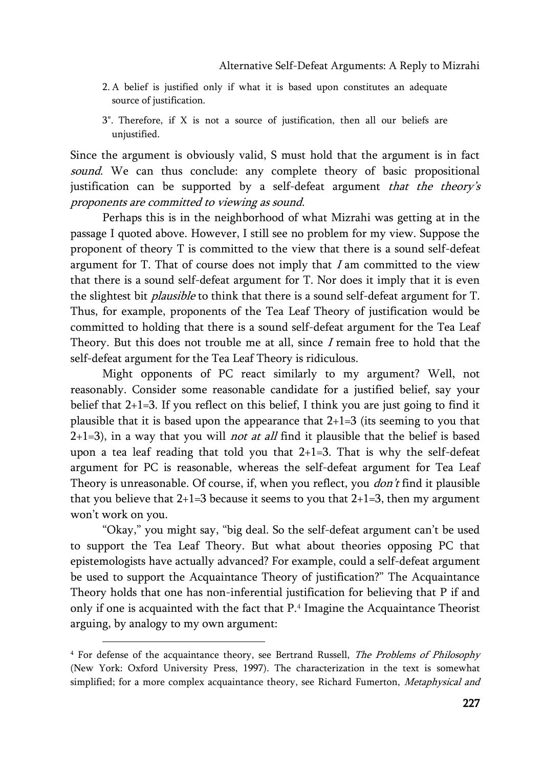2. A belief is justified only if what it is based upon constitutes an adequate source of justification.

3". Therefore, if X is not a source of justification, then all our beliefs are unjustified.

Since the argument is obviously valid, S must hold that the argument is in fact *sound*. We can thus conclude: any complete theory of basic propositional justification can be supported by a self-defeat argument *that the theory's proponents are committed to viewing as sound*.

Perhaps this is in the neighborhood of what Mizrahi was getting at in the passage I quoted above. However, I still see no problem for my view. Suppose the proponent of theory T is committed to the view that there is a sound self-defeat argument for T. That of course does not imply that *I* am committed to the view that there is a sound self-defeat argument for T. Nor does it imply that it is even the slightest bit *plausible* to think that there is a sound self-defeat argument for T. Thus, for example, proponents of the Tea Leaf Theory of justification would be committed to holding that there is a sound self-defeat argument for the Tea Leaf Theory. But this does not trouble me at all, since *I* remain free to hold that the self-defeat argument for the Tea Leaf Theory is ridiculous.

Might opponents of PC react similarly to my argument? Well, not reasonably. Consider some reasonable candidate for a justified belief, say your belief that 2+1=3. If you reflect on this belief, I think you are just going to find it plausible that it is based upon the appearance that 2+1=3 (its seeming to you that 2+1=3), in a way that you will *not at all* find it plausible that the belief is based upon a tea leaf reading that told you that 2+1=3. That is why the self-defeat argument for PC is reasonable, whereas the self-defeat argument for Tea Leaf Theory is unreasonable. Of course, if, when you reflect, you *don't* find it plausible that you believe that 2+1=3 because it seems to you that 2+1=3, then my argument won't work on you.

"Okay," you might say, "big deal. So the self-defeat argument can't be used to support the Tea Leaf Theory. But what about theories opposing PC that epistemologists have actually advanced? For example, could a self-defeat argument be used to support the Acquaintance Theory of justification?" The Acquaintance Theory holds that one has non-inferential justification for believing that P if and only if one is acquainted with the fact that P.[4] Imagine the Acquaintance Theorist arguing, by analogy to my own argument:

---

[4] For defense of the acquaintance theory, see Bertrand Russell, *The Problems of Philosophy* (New York: Oxford University Press, 1997). The characterization in the text is somewhat simplified; for a more complex acquaintance theory, see Richard Fumerton, *Metaphysical and*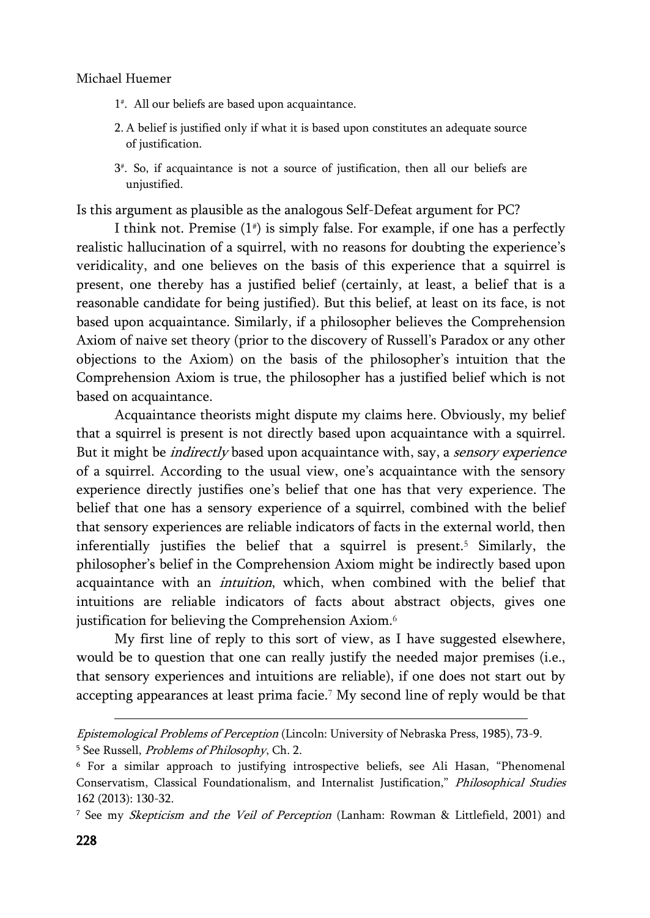1#. All our beliefs are based upon acquaintance.

2. A belief is justified only if what it is based upon constitutes an adequate source of justification.

3#. So, if acquaintance is not a source of justification, then all our beliefs are unjustified.

Is this argument as plausible as the analogous Self-Defeat argument for PC?

I think not. Premise (1#) is simply false. For example, if one has a perfectly realistic hallucination of a squirrel, with no reasons for doubting the experience's veridicality, and one believes on the basis of this experience that a squirrel is present, one thereby has a justified belief (certainly, at least, a belief that is a reasonable candidate for being justified). But this belief, at least on its face, is not based upon acquaintance. Similarly, if a philosopher believes the Comprehension Axiom of naive set theory (prior to the discovery of Russell's Paradox or any other objections to the Axiom) on the basis of the philosopher's intuition that the Comprehension Axiom is true, the philosopher has a justified belief which is not based on acquaintance.

Acquaintance theorists might dispute my claims here. Obviously, my belief that a squirrel is present is not directly based upon acquaintance with a squirrel. But it might be *indirectly* based upon acquaintance with, say, a *sensory experience* of a squirrel. According to the usual view, one's acquaintance with the sensory experience directly justifies one's belief that one has that very experience. The belief that one has a sensory experience of a squirrel, combined with the belief that sensory experiences are reliable indicators of facts in the external world, then inferentially justifies the belief that a squirrel is present.[5] Similarly, the philosopher's belief in the Comprehension Axiom might be indirectly based upon acquaintance with an *intuition*, which, when combined with the belief that intuitions are reliable indicators of facts about abstract objects, gives one justification for believing the Comprehension Axiom.[6]

My first line of reply to this sort of view, as I have suggested elsewhere, would be to question that one can really justify the needed major premises (i.e., that sensory experiences and intuitions are reliable), if one does not start out by accepting appearances at least prima facie.[7] My second line of reply would be that

---

*Epistemological Problems of Perception* (Lincoln: University of Nebraska Press, 1985), 73-9.

[5] See Russell, *Problems of Philosophy*, Ch. 2.

[6] For a similar approach to justifying introspective beliefs, see Ali Hasan, "Phenomenal Conservatism, Classical Foundationalism, and Internalist Justification," *Philosophical Studies* 162 (2013): 130-32.

[7] See my *Skepticism and the Veil of Perception* (Lanham: Rowman & Littlefield, 2001) and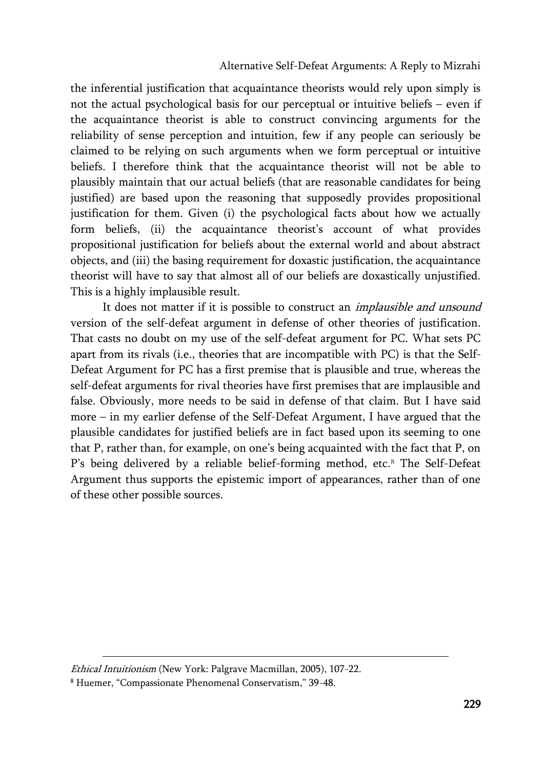the inferential justification that acquaintance theorists would rely upon simply is not the actual psychological basis for our perceptual or intuitive beliefs – even if the acquaintance theorist is able to construct convincing arguments for the reliability of sense perception and intuition, few if any people can seriously be claimed to be relying on such arguments when we form perceptual or intuitive beliefs. I therefore think that the acquaintance theorist will not be able to plausibly maintain that our actual beliefs (that are reasonable candidates for being justified) are based upon the reasoning that supposedly provides propositional justification for them. Given (i) the psychological facts about how we actually form beliefs, (ii) the acquaintance theorist's account of what provides propositional justification for beliefs about the external world and about abstract objects, and (iii) the basing requirement for doxastic justification, the acquaintance theorist will have to say that almost all of our beliefs are doxastically unjustified. This is a highly implausible result.

It does not matter if it is possible to construct an *implausible and unsound* version of the self-defeat argument in defense of other theories of justification. That casts no doubt on my use of the self-defeat argument for PC. What sets PC apart from its rivals (i.e., theories that are incompatible with PC) is that the Self-Defeat Argument for PC has a first premise that is plausible and true, whereas the self-defeat arguments for rival theories have first premises that are implausible and false. Obviously, more needs to be said in defense of that claim. But I have said more – in my earlier defense of the Self-Defeat Argument, I have argued that the plausible candidates for justified beliefs are in fact based upon its seeming to one that P, rather than, for example, on one's being acquainted with the fact that P, on P's being delivered by a reliable belief-forming method, etc.[8] The Self-Defeat Argument thus supports the epistemic import of appearances, rather than of one of these other possible sources.

---

*Ethical Intuitionism* (New York: Palgrave Macmillan, 2005), 107-22.

[8] Huemer, "Compassionate Phenomenal Conservatism," 39-48.